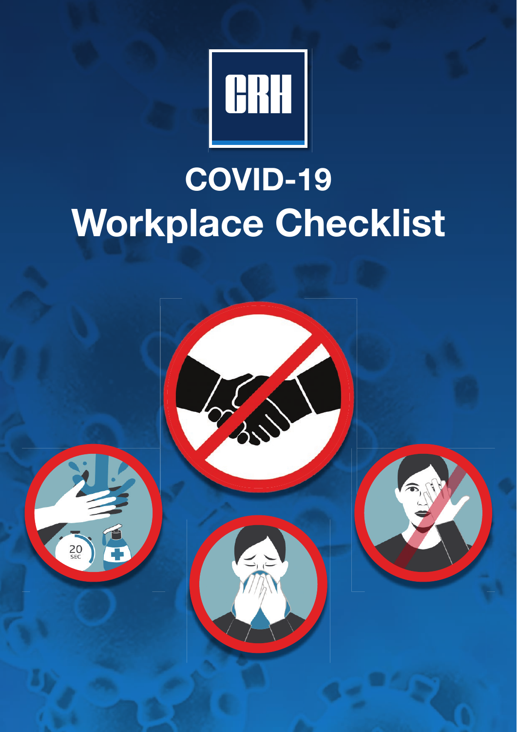# COVID-19

# Workplace Checklist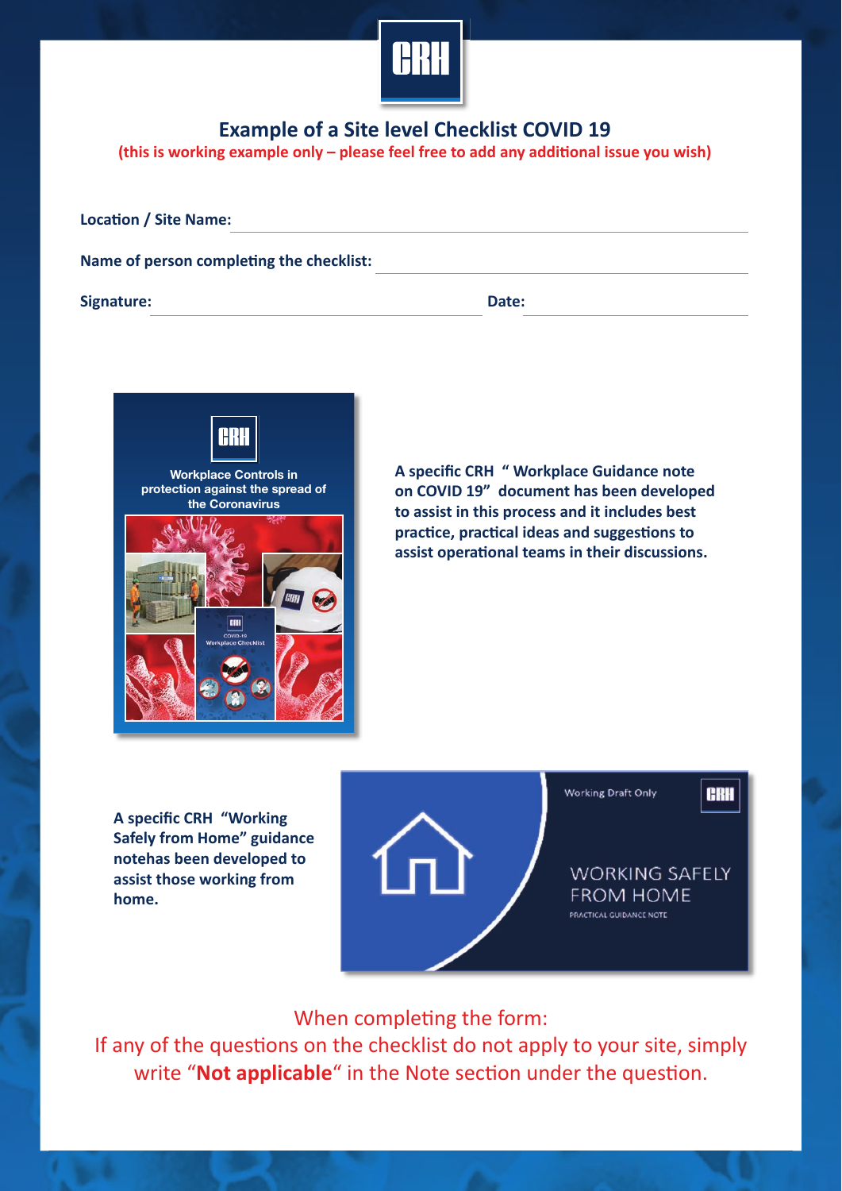## Example of a Site level Checklist COVID 19

**(this is working example only – please feel free to add any additional issue you wish)**

**Location / Site Name:** ______________________________

**Name of person completing the checklist:** ______________________________

**Signature:** ______________________________ **Date:** ______________________________

**A specific CRH " Workplace Guidance note on COVID 19" document has been developed to assist in this process and it includes best practice, practical ideas and suggestions to assist operational teams in their discussions.**

**A specific CRH "Working Safely from Home" guidance notehas been developed to assist those working from home.**

When completing the form:
If any of the questions on the checklist do not apply to your site, simply write "**Not applicable**" in the Note section under the question.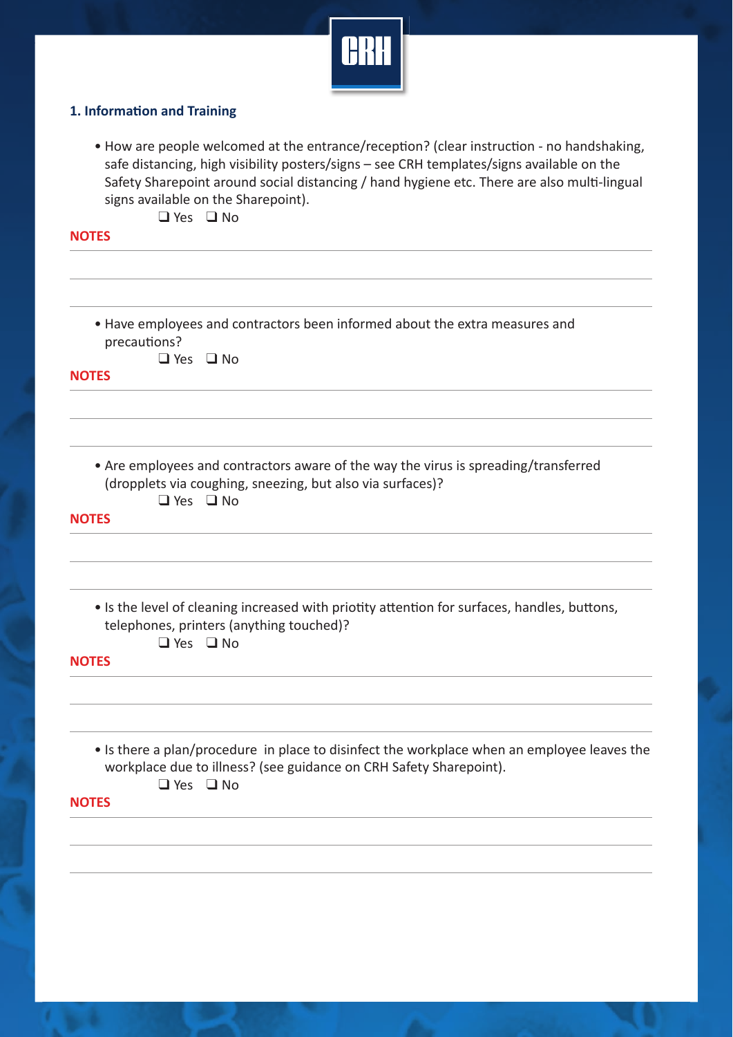## 1. Information and Training

- How are people welcomed at the entrance/reception? (clear instruction - no handshaking, safe distancing, high visibility posters/signs – see CRH templates/signs available on the Safety Sharepoint around social distancing / hand hygiene etc. There are also multi-lingual signs available on the Sharepoint).

  ❑ Yes ❑ No

**NOTES**

- Have employees and contractors been informed about the extra measures and precautions?

  ❑ Yes ❑ No

**NOTES**

- Are employees and contractors aware of the way the virus is spreading/transferred (dropplets via coughing, sneezing, but also via surfaces)?

  ❑ Yes ❑ No

**NOTES**

- Is the level of cleaning increased with priotity attention for surfaces, handles, buttons, telephones, printers (anything touched)?

  ❑ Yes ❑ No

**NOTES**

- Is there a plan/procedure in place to disinfect the workplace when an employee leaves the workplace due to illness? (see guidance on CRH Safety Sharepoint).

  ❑ Yes ❑ No

**NOTES**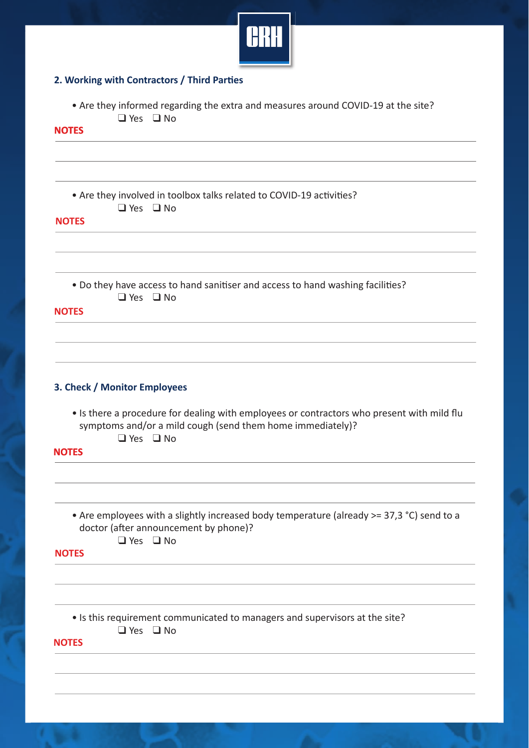## 2. Working with Contractors / Third Parties

- Are they informed regarding the extra and measures around COVID-19 at the site?

  ❑ Yes ❑ No

**NOTES**

- Are they involved in toolbox talks related to COVID-19 activities?

  ❑ Yes ❑ No

**NOTES**

- Do they have access to hand sanitiser and access to hand washing facilities?

  ❑ Yes ❑ No

**NOTES**

## 3. Check / Monitor Employees

- Is there a procedure for dealing with employees or contractors who present with mild flu symptoms and/or a mild cough (send them home immediately)?

  ❑ Yes ❑ No

**NOTES**

- Are employees with a slightly increased body temperature (already >= 37,3 °C) send to a doctor (after announcement by phone)?

  ❑ Yes ❑ No

**NOTES**

- Is this requirement communicated to managers and supervisors at the site?

  ❑ Yes ❑ No

**NOTES**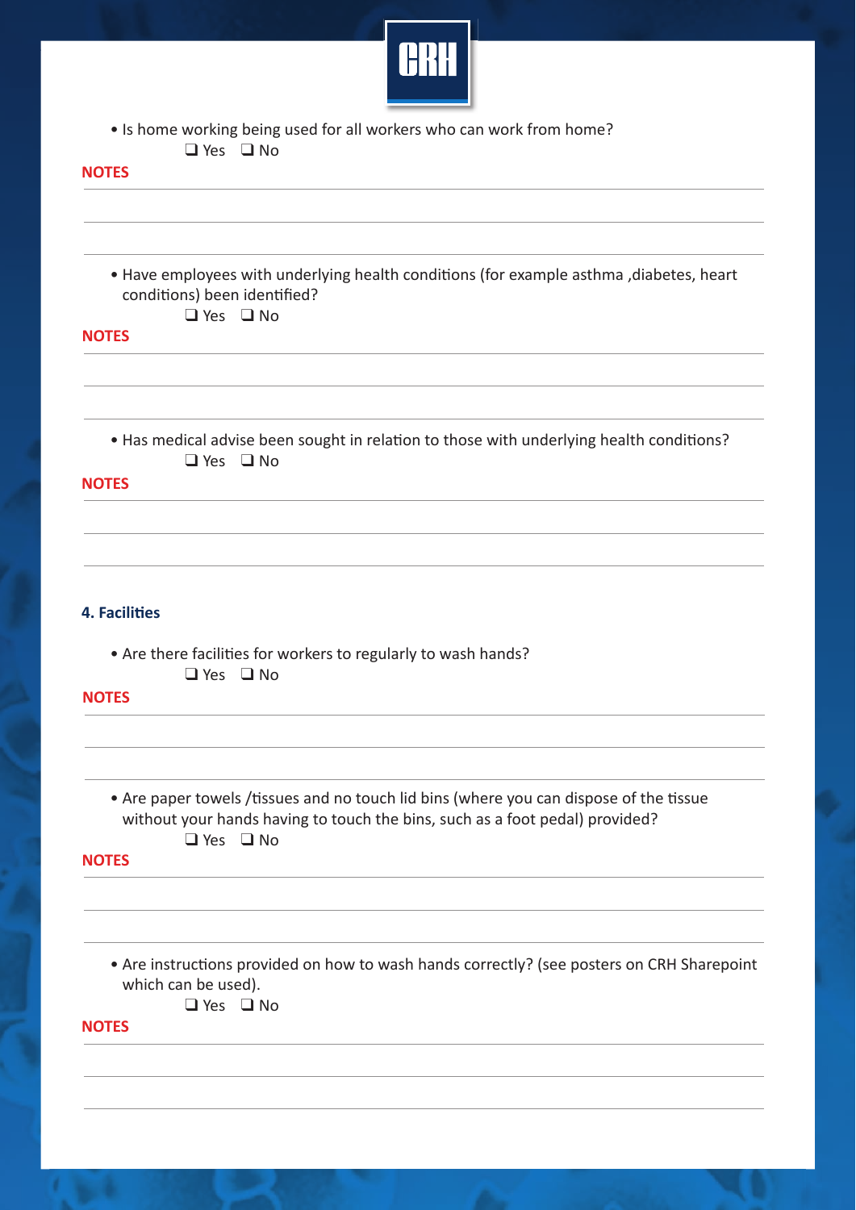- Is home working being used for all workers who can work from home?

  ❑ Yes ❑ No

**NOTES**

- Have employees with underlying health conditions (for example asthma ,diabetes, heart conditions) been identified?

  ❑ Yes ❑ No

**NOTES**

- Has medical advise been sought in relation to those with underlying health conditions?

  ❑ Yes ❑ No

**NOTES**

## 4. Facilities

- Are there facilities for workers to regularly to wash hands?

  ❑ Yes ❑ No

**NOTES**

- Are paper towels /tissues and no touch lid bins (where you can dispose of the tissue without your hands having to touch the bins, such as a foot pedal) provided?

  ❑ Yes ❑ No

**NOTES**

- Are instructions provided on how to wash hands correctly? (see posters on CRH Sharepoint which can be used).

  ❑ Yes ❑ No

**NOTES**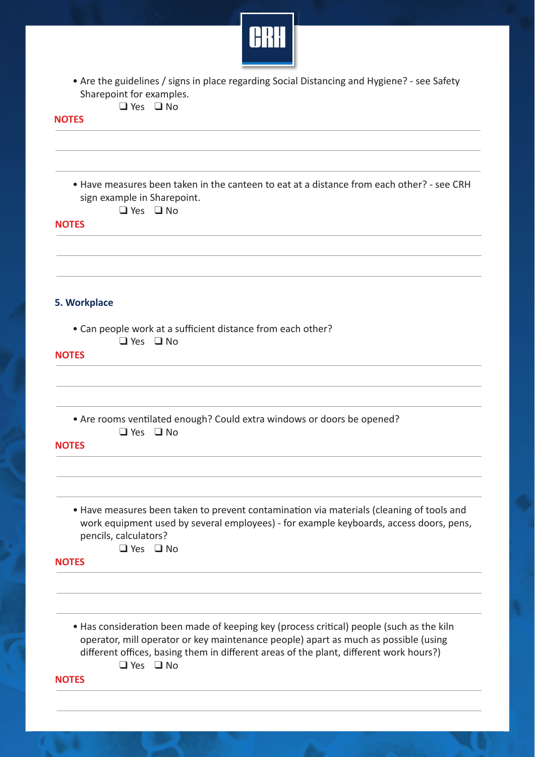- Are the guidelines / signs in place regarding Social Distancing and Hygiene? - see Safety Sharepoint for examples.

  ❑ Yes ❑ No

**NOTES**

---

---

---

- Have measures been taken in the canteen to eat at a distance from each other? - see CRH sign example in Sharepoint.

  ❑ Yes ❑ No

**NOTES**

---

---

---

## 5. Workplace

- Can people work at a sufficient distance from each other?

  ❑ Yes ❑ No

**NOTES**

---

---

---

- Are rooms ventilated enough? Could extra windows or doors be opened?

  ❑ Yes ❑ No

**NOTES**

---

---

---

- Have measures been taken to prevent contamination via materials (cleaning of tools and work equipment used by several employees) - for example keyboards, access doors, pens, pencils, calculators?

  ❑ Yes ❑ No

**NOTES**

---

---

---

- Has consideration been made of keeping key (process critical) people (such as the kiln operator, mill operator or key maintenance people) apart as much as possible (using different offices, basing them in different areas of the plant, different work hours?)

  ❑ Yes ❑ No

**NOTES**

---

---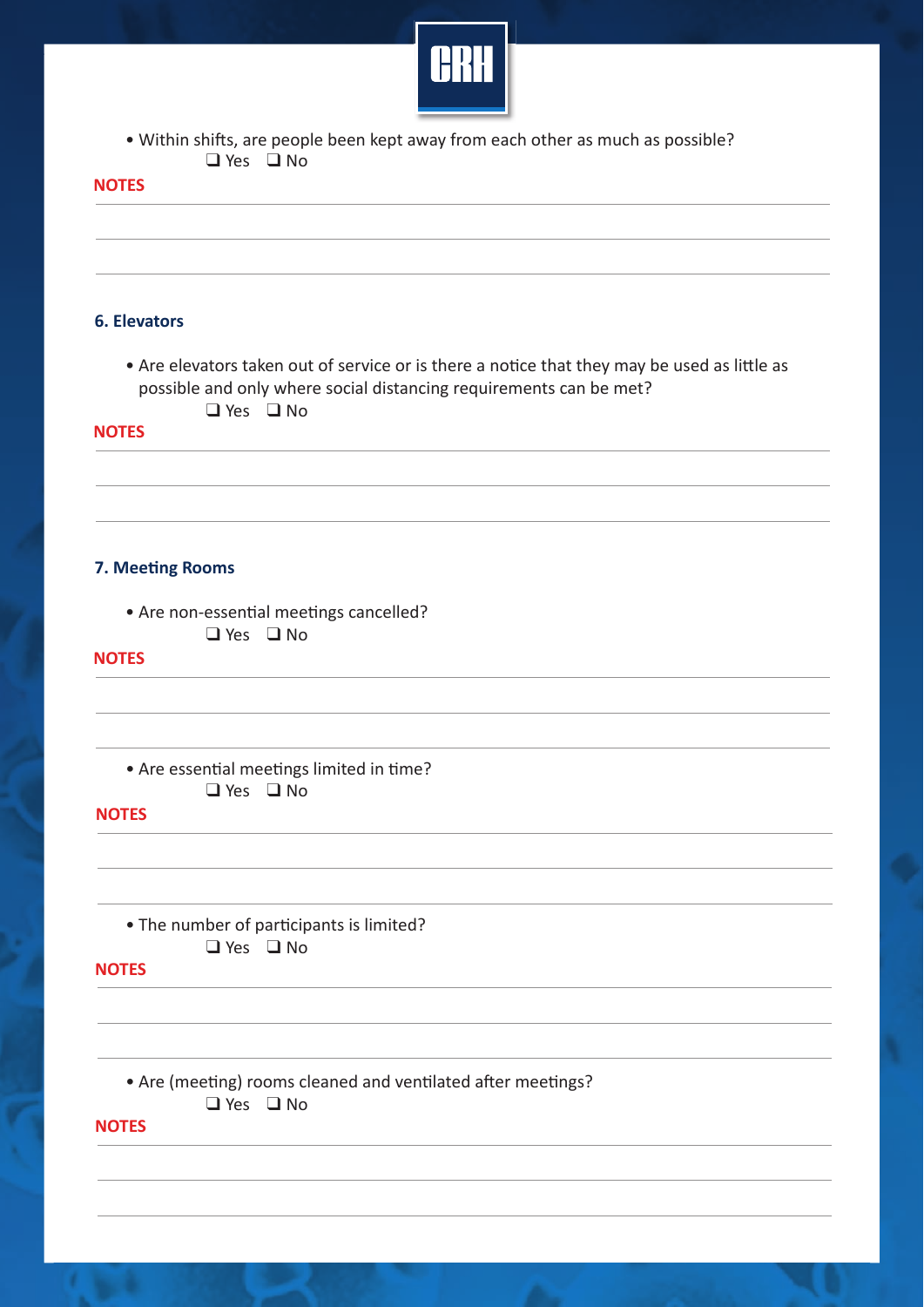- Within shifts, are people been kept away from each other as much as possible?

  ❑ Yes ❑ No

**NOTES**

## 6. Elevators

- Are elevators taken out of service or is there a notice that they may be used as little as possible and only where social distancing requirements can be met?

  ❑ Yes ❑ No

**NOTES**

## 7. Meeting Rooms

- Are non-essential meetings cancelled?

  ❑ Yes ❑ No

**NOTES**

- Are essential meetings limited in time?

  ❑ Yes ❑ No

**NOTES**

- The number of participants is limited?

  ❑ Yes ❑ No

**NOTES**

- Are (meeting) rooms cleaned and ventilated after meetings?

  ❑ Yes ❑ No

**NOTES**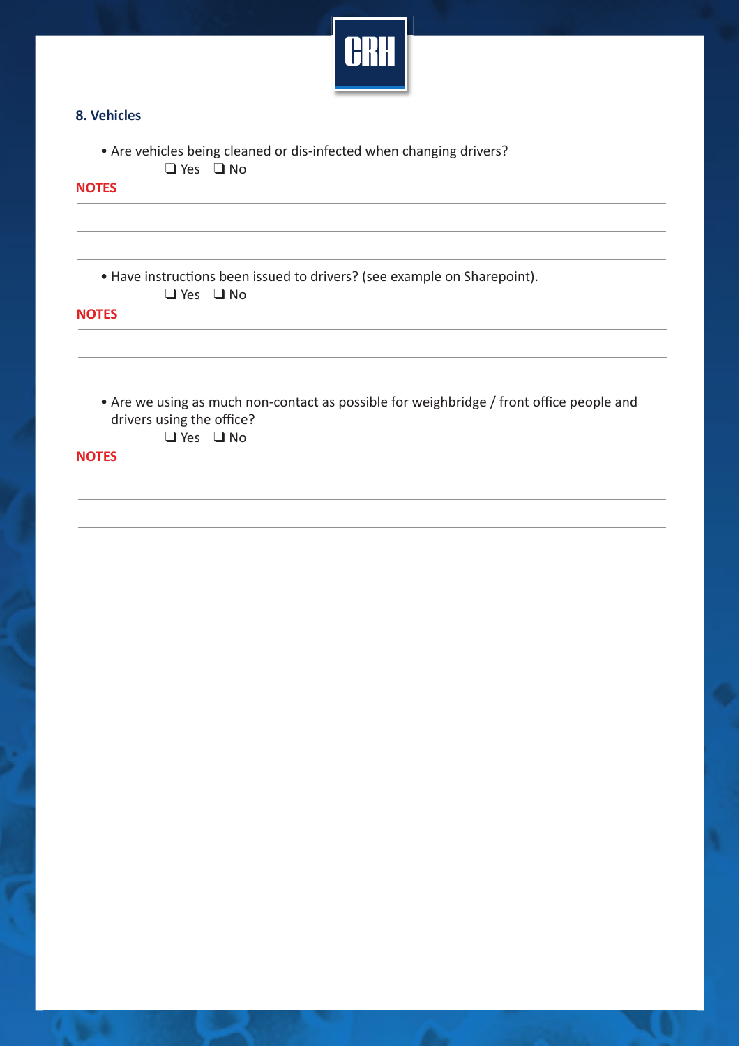## 8. Vehicles

- Are vehicles being cleaned or dis-infected when changing drivers?

  ❑ Yes ❑ No

**NOTES**

- Have instructions been issued to drivers? (see example on Sharepoint).

  ❑ Yes ❑ No

**NOTES**

- Are we using as much non-contact as possible for weighbridge / front office people and drivers using the office?

  ❑ Yes ❑ No

**NOTES**